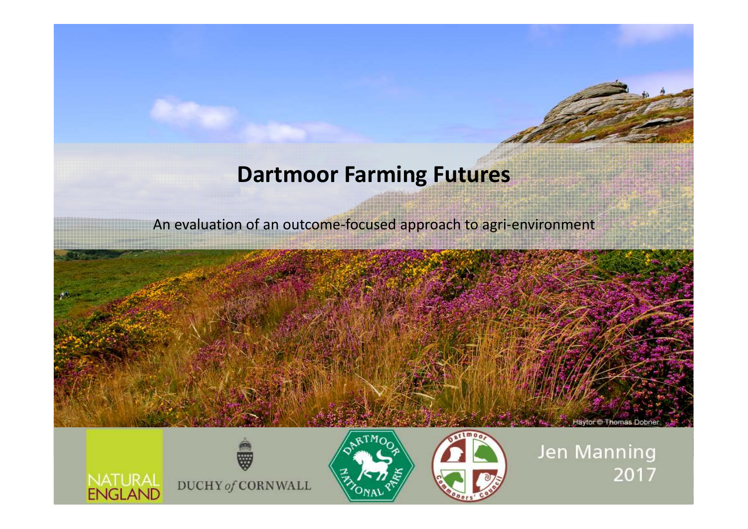# Dartmoor Farming Futures

An evaluation of an outcome-focused approach to agri-environment

Haytor © Thomas Dobner

Jen Manning
2017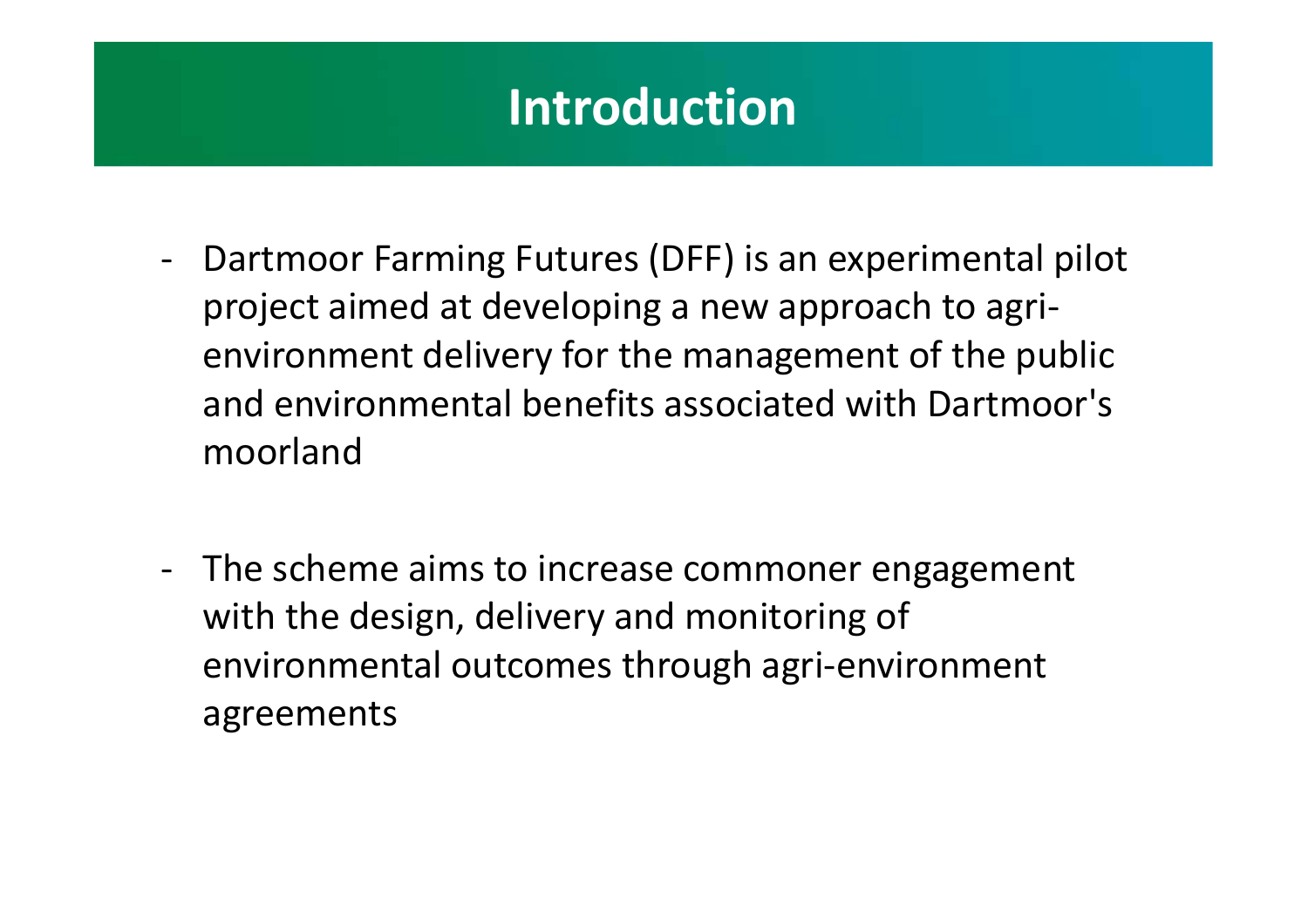# Introduction

- Dartmoor Farming Futures (DFF) is an experimental pilot project aimed at developing a new approach to agri-environment delivery for the management of the public and environmental benefits associated with Dartmoor's moorland

- The scheme aims to increase commoner engagement with the design, delivery and monitoring of environmental outcomes through agri-environment agreements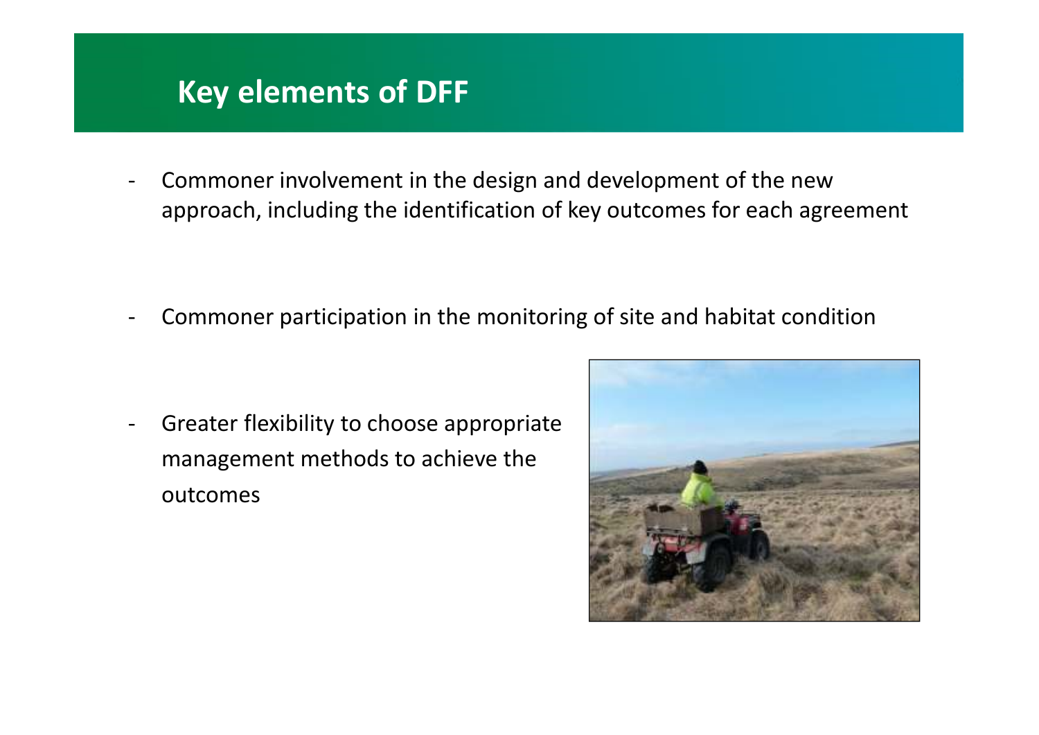# Key elements of DFF

- Commoner involvement in the design and development of the new approach, including the identification of key outcomes for each agreement

- Commoner participation in the monitoring of site and habitat condition

- Greater flexibility to choose appropriate management methods to achieve the outcomes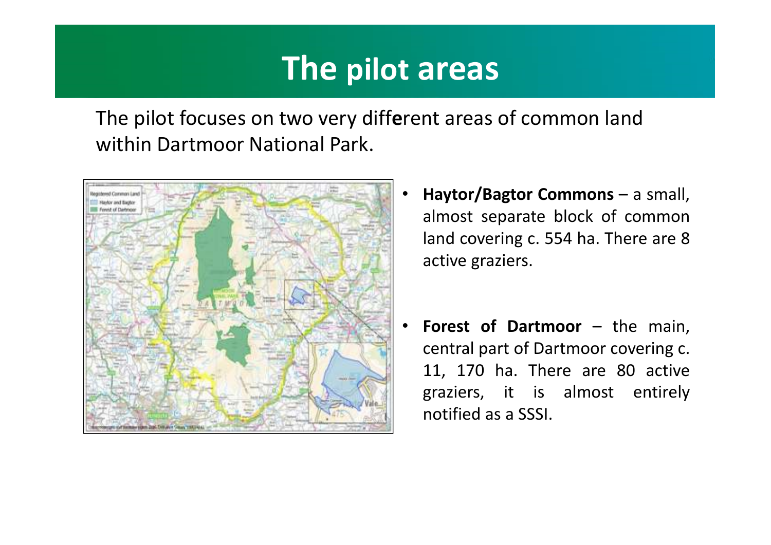# The pilot areas

The pilot focuses on two very different areas of common land within Dartmoor National Park.

- **Haytor/Bagtor Commons** – a small, almost separate block of common land covering c. 554 ha. There are 8 active graziers.
- **Forest of Dartmoor** – the main, central part of Dartmoor covering c. 11, 170 ha. There are 80 active graziers, it is almost entirely notified as a SSSI.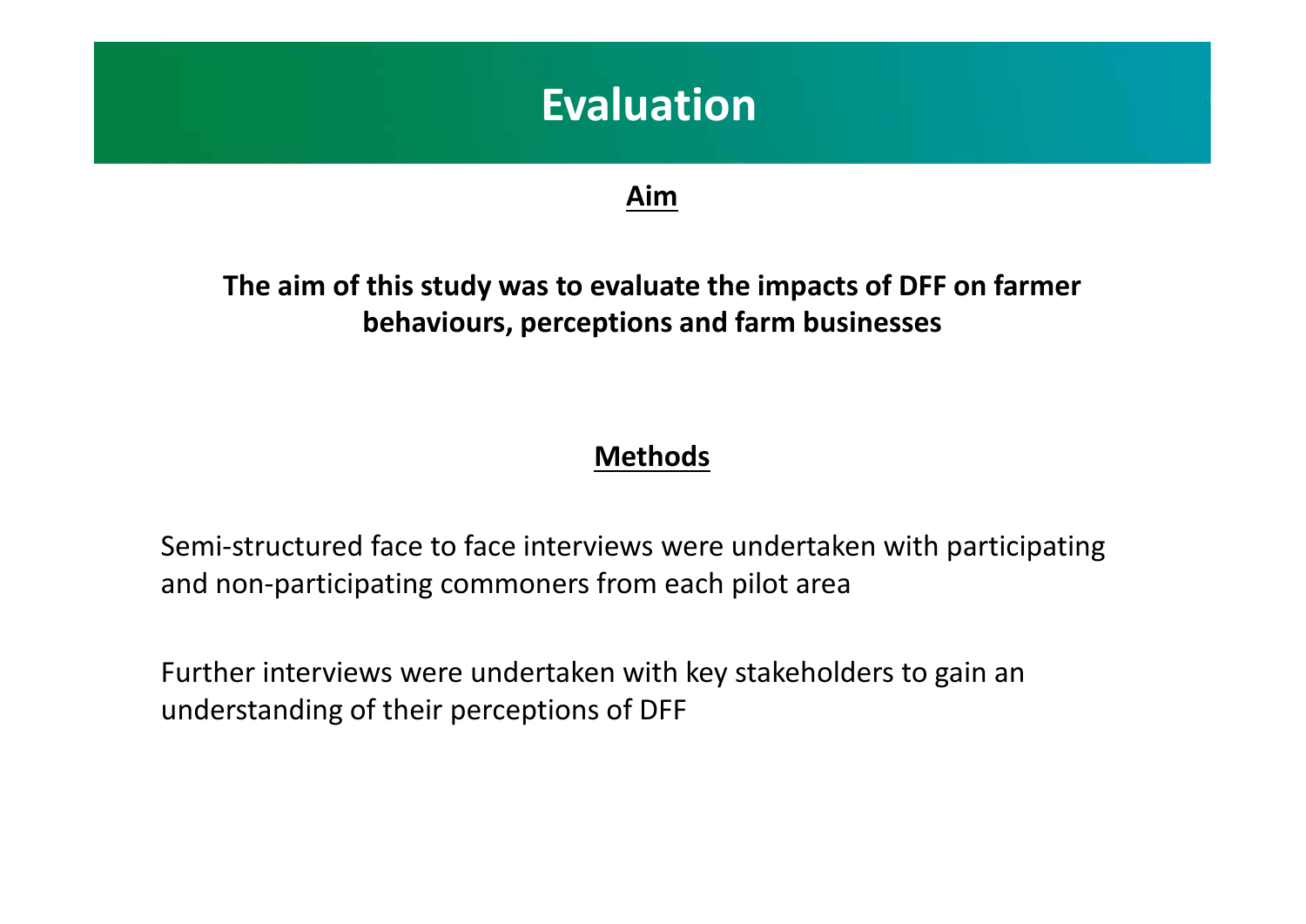# Evaluation

## Aim

**The aim of this study was to evaluate the impacts of DFF on farmer behaviours, perceptions and farm businesses**

## Methods

Semi-structured face to face interviews were undertaken with participating and non-participating commoners from each pilot area

Further interviews were undertaken with key stakeholders to gain an understanding of their perceptions of DFF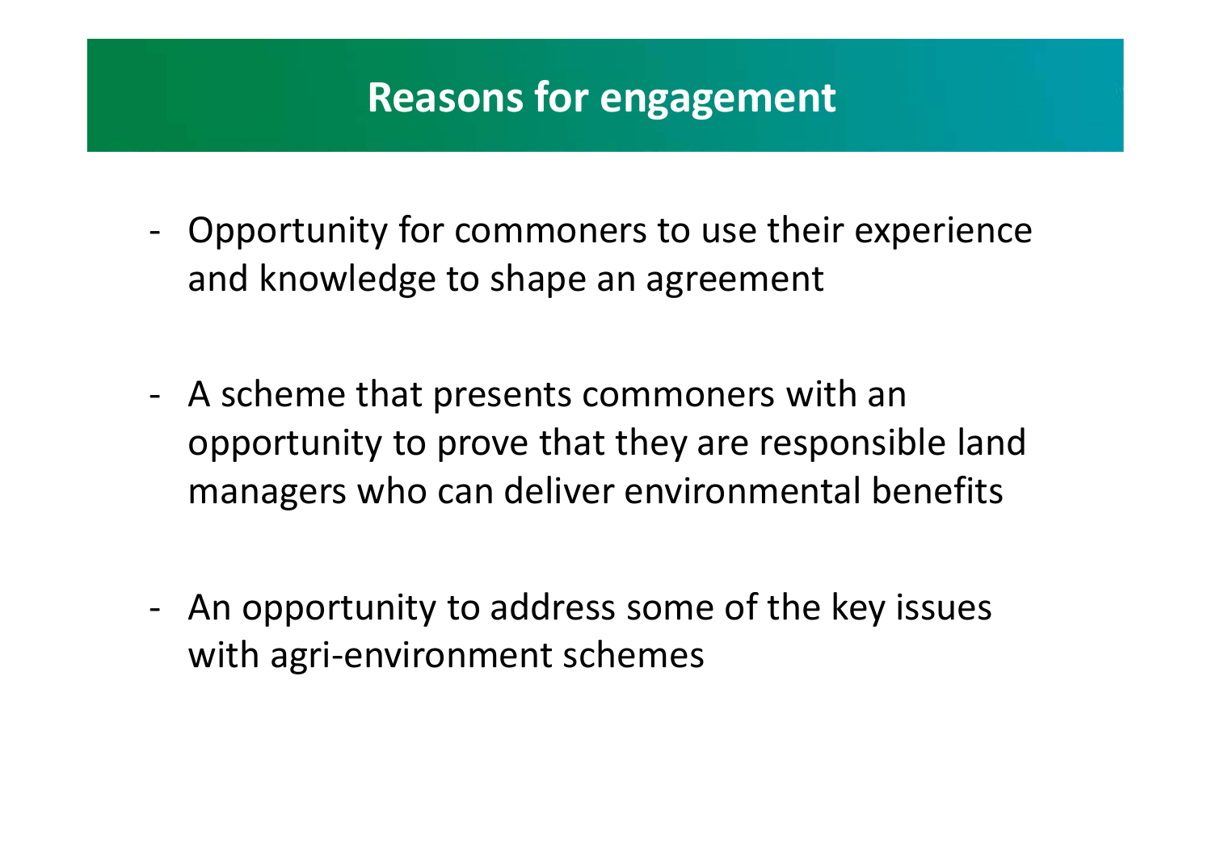# Reasons for engagement

- Opportunity for commoners to use their experience and knowledge to shape an agreement

- A scheme that presents commoners with an opportunity to prove that they are responsible land managers who can deliver environmental benefits

- An opportunity to address some of the key issues with agri-environment schemes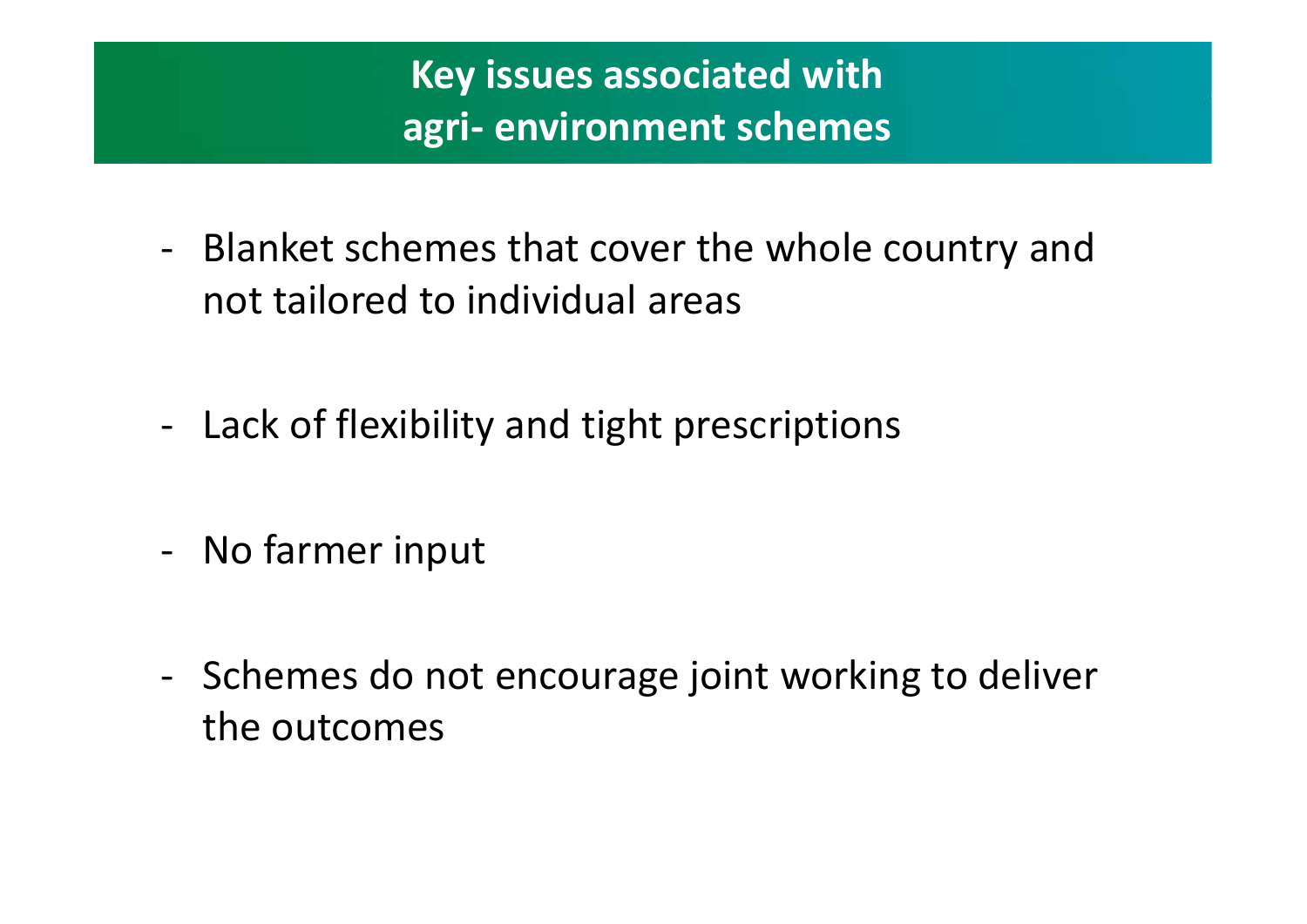# Key issues associated with agri- environment schemes

- Blanket schemes that cover the whole country and not tailored to individual areas
- Lack of flexibility and tight prescriptions
- No farmer input
- Schemes do not encourage joint working to deliver the outcomes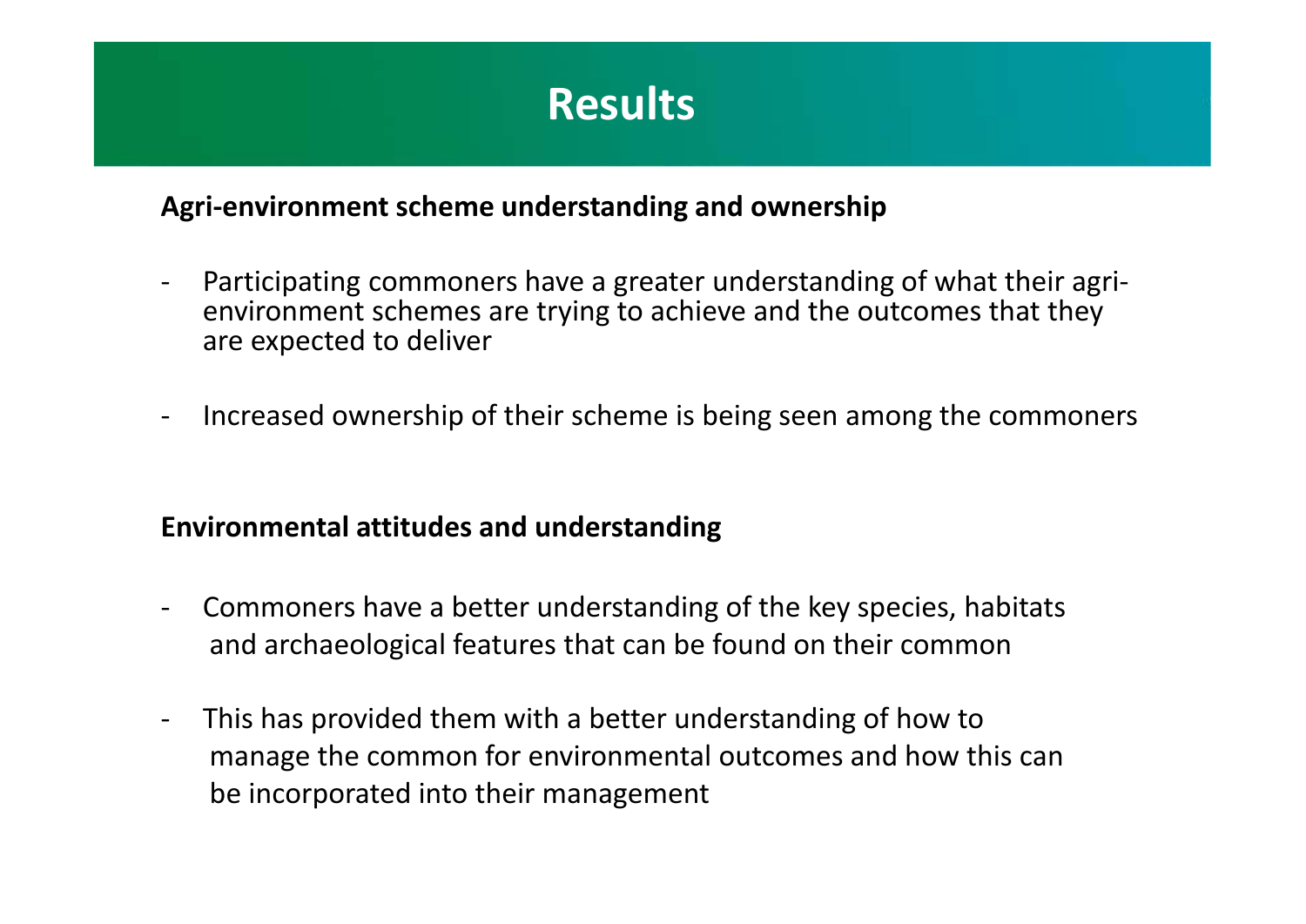# Results

**Agri-environment scheme understanding and ownership**

- Participating commoners have a greater understanding of what their agri-environment schemes are trying to achieve and the outcomes that they are expected to deliver

- Increased ownership of their scheme is being seen among the commoners

**Environmental attitudes and understanding**

- Commoners have a better understanding of the key species, habitats and archaeological features that can be found on their common

- This has provided them with a better understanding of how to manage the common for environmental outcomes and how this can be incorporated into their management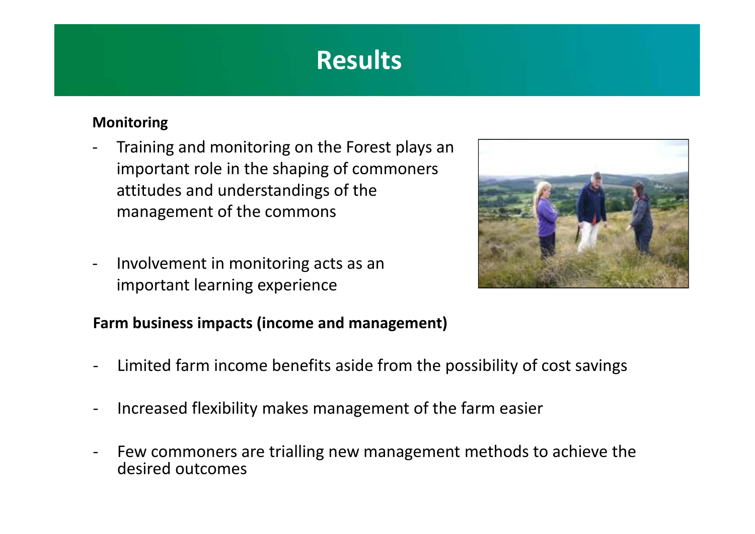# Results

**Monitoring**

- Training and monitoring on the Forest plays an important role in the shaping of commoners attitudes and understandings of the management of the commons

- Involvement in monitoring acts as an important learning experience

**Farm business impacts (income and management)**

- Limited farm income benefits aside from the possibility of cost savings

- Increased flexibility makes management of the farm easier

- Few commoners are trialling new management methods to achieve the desired outcomes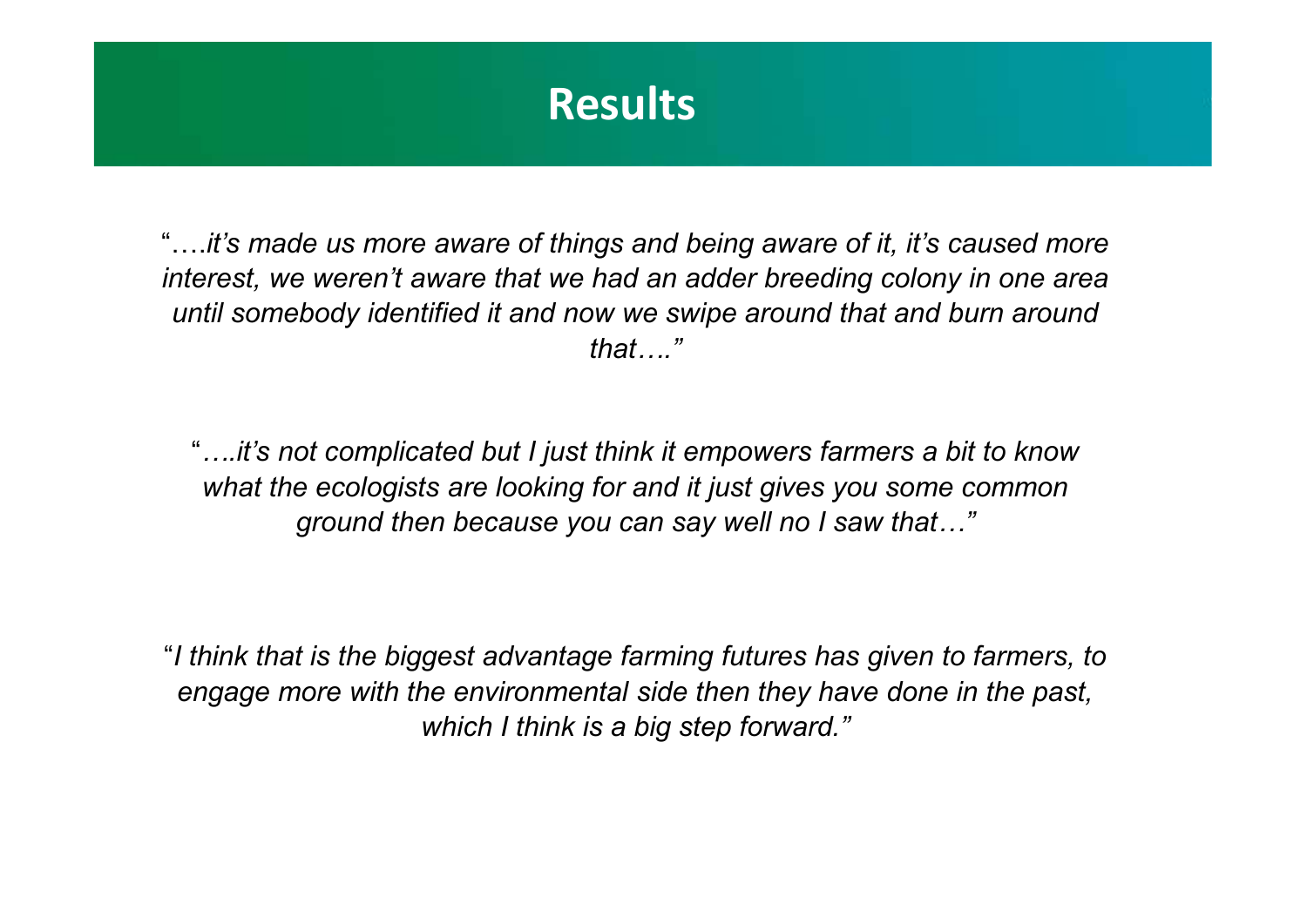# Results

"*….it's made us more aware of things and being aware of it, it's caused more interest, we weren't aware that we had an adder breeding colony in one area until somebody identified it and now we swipe around that and burn around that…."*

"*….it's not complicated but I just think it empowers farmers a bit to know what the ecologists are looking for and it just gives you some common ground then because you can say well no I saw that…"*

"*I think that is the biggest advantage farming futures has given to farmers, to engage more with the environmental side then they have done in the past, which I think is a big step forward."*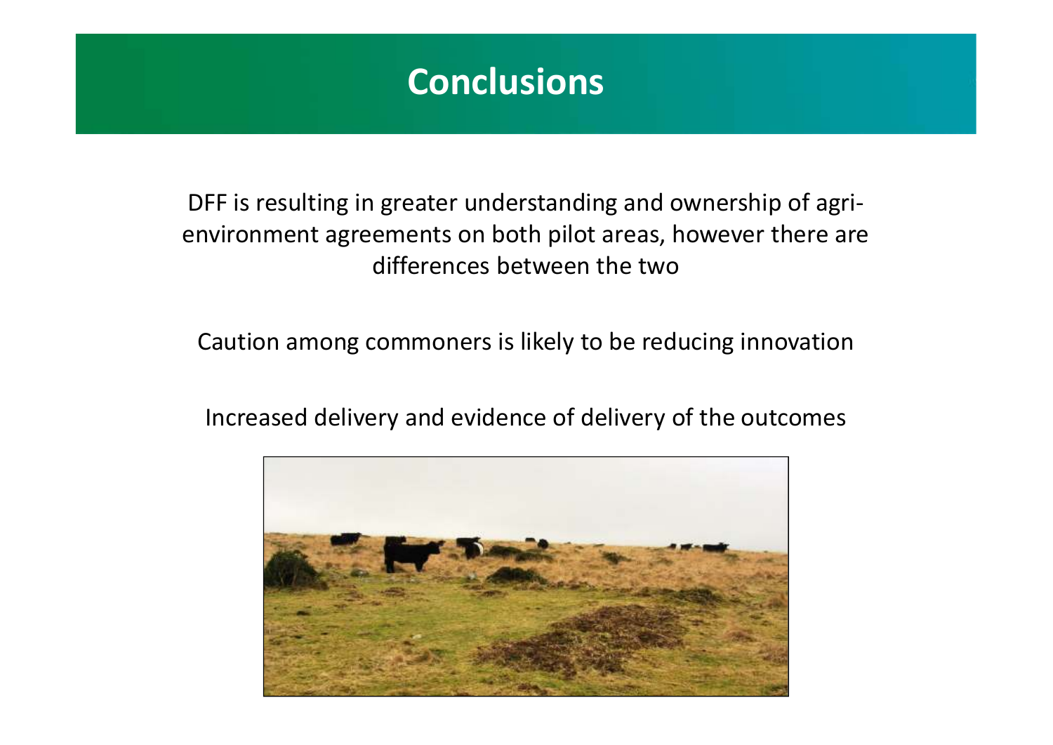# Conclusions

DFF is resulting in greater understanding and ownership of agri-environment agreements on both pilot areas, however there are differences between the two

Caution among commoners is likely to be reducing innovation

Increased delivery and evidence of delivery of the outcomes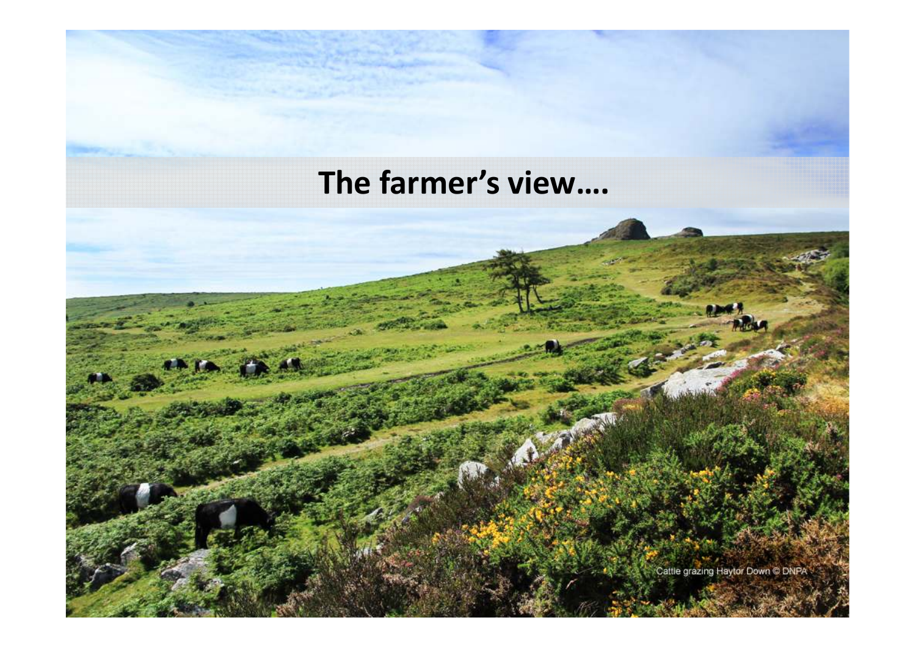# The farmer's view….

Cattle grazing Haytor Down © DNPA